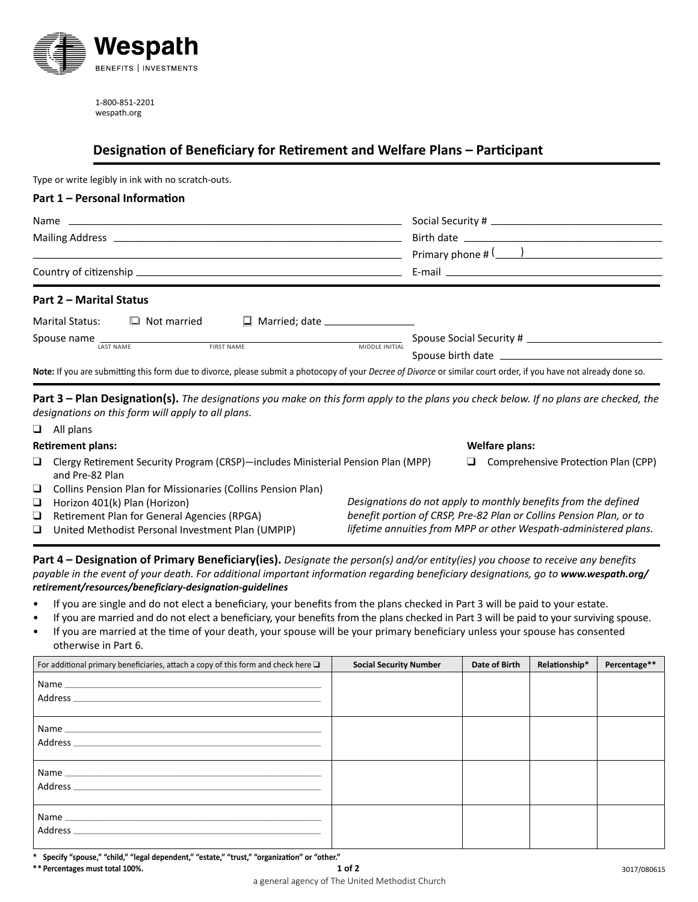**Wespath**
BENEFITS | INVESTMENTS

1-800-851-2201
wespath.org

# Designation of Beneficiary for Retirement and Welfare Plans – Participant

Type or write legibly in ink with no scratch-outs.

## Part 1 – Personal Information

Name ______________________________ Social Security # ______________________________

Mailing Address ______________________________ Birth date ______________________________

______________________________ Primary phone # (____) ______________________________

Country of citizenship ______________________________ E-mail ______________________________

## Part 2 – Marital Status

Marital Status: ❑ Not married ❑ Married; date ________________

Spouse name ______________________________ Spouse Social Security # ______________________________
LAST NAME FIRST NAME MIDDLE INITIAL

Spouse birth date ______________________________

**Note:** If you are submitting this form due to divorce, please submit a photocopy of your *Decree of Divorce* or similar court order, if you have not already done so.

## Part 3 – Plan Designation(s).

*The designations you make on this form apply to the plans you check below. If no plans are checked, the designations on this form will apply to all plans.*

❑ All plans

**Retirement plans:**

- ❑ Clergy Retirement Security Program (CRSP)—includes Ministerial Pension Plan (MPP) and Pre-82 Plan
- ❑ Collins Pension Plan for Missionaries (Collins Pension Plan)
- ❑ Horizon 401(k) Plan (Horizon)
- ❑ Retirement Plan for General Agencies (RPGA)
- ❑ United Methodist Personal Investment Plan (UMPIP)

**Welfare plans:**

- ❑ Comprehensive Protection Plan (CPP)

*Designations do not apply to monthly benefits from the defined benefit portion of CRSP, Pre-82 Plan or Collins Pension Plan, or to lifetime annuities from MPP or other Wespath-administered plans.*

## Part 4 – Designation of Primary Beneficiary(ies).

*Designate the person(s) and/or entity(ies) you choose to receive any benefits payable in the event of your death. For additional important information regarding beneficiary designations, go to **www.wespath.org/retirement/resources/beneficiary-designation-guidelines***

- If you are single and do not elect a beneficiary, your benefits from the plans checked in Part 3 will be paid to your estate.
- If you are married and do not elect a beneficiary, your benefits from the plans checked in Part 3 will be paid to your surviving spouse.
- If you are married at the time of your death, your spouse will be your primary beneficiary unless your spouse has consented otherwise in Part 6.

| For additional primary beneficiaries, attach a copy of this form and check here ❑ | Social Security Number | Date of Birth | Relationship* | Percentage** |
|---|---|---|---|---|
| Name ______________________________<br>Address ______________________________ | | | | |
| Name ______________________________<br>Address ______________________________ | | | | |
| Name ______________________________<br>Address ______________________________ | | | | |
| Name ______________________________<br>Address ______________________________ | | | | |

**\* Specify "spouse," "child," "legal dependent," "estate," "trust," "organization" or "other."**

**\*\* Percentages must total 100%.**

3017/080615

a general agency of The United Methodist Church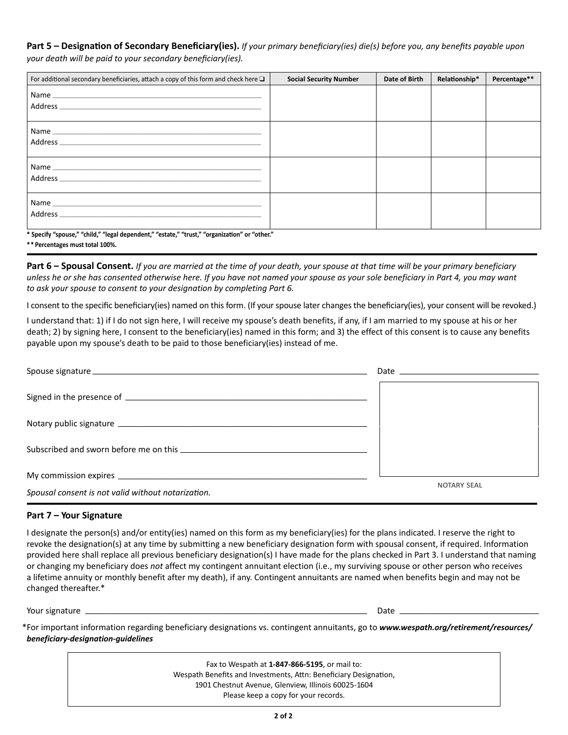**Part 5 – Designation of Secondary Beneficiary(ies).** *If your primary beneficiary(ies) die(s) before you, any benefits payable upon your death will be paid to your secondary beneficiary(ies).*

| For additional secondary beneficiaries, attach a copy of this form and check here ❑ | Social Security Number | Date of Birth | Relationship* | Percentage** |
|---|---|---|---|---|
| Name ______________________<br>Address ______________________ | | | | |
| Name ______________________<br>Address ______________________ | | | | |
| Name ______________________<br>Address ______________________ | | | | |
| Name ______________________<br>Address ______________________ | | | | |

**\* Specify "spouse," "child," "legal dependent," "estate," "trust," "organization" or "other."**

**\*\* Percentages must total 100%.**

---

**Part 6 – Spousal Consent.** *If you are married at the time of your death, your spouse at that time will be your primary beneficiary unless he or she has consented otherwise here. If you have not named your spouse as your sole beneficiary in Part 4, you may want to ask your spouse to consent to your designation by completing Part 6.*

I consent to the specific beneficiary(ies) named on this form. (If your spouse later changes the beneficiary(ies), your consent will be revoked.)

I understand that: 1) if I do not sign here, I will receive my spouse's death benefits, if any, if I am married to my spouse at his or her death; 2) by signing here, I consent to the beneficiary(ies) named in this form; and 3) the effect of this consent is to cause any benefits payable upon my spouse's death to be paid to those beneficiary(ies) instead of me.

Spouse signature ______________________ Date ______________________

Signed in the presence of ______________________

Notary public signature ______________________

Subscribed and sworn before me on this ______________________

My commission expires ______________________

NOTARY SEAL

*Spousal consent is not valid without notarization.*

---

**Part 7 – Your Signature**

I designate the person(s) and/or entity(ies) named on this form as my beneficiary(ies) for the plans indicated. I reserve the right to revoke the designation(s) at any time by submitting a new beneficiary designation form with spousal consent, if required. Information provided here shall replace all previous beneficiary designation(s) I have made for the plans checked in Part 3. I understand that naming or changing my beneficiary does *not* affect my contingent annuitant election (i.e., my surviving spouse or other person who receives a lifetime annuity or monthly benefit after my death), if any. Contingent annuitants are named when benefits begin and may not be changed thereafter.*

Your signature ______________________ Date ______________________

*For important information regarding beneficiary designations vs. contingent annuitants, go to ***www.wespath.org/retirement/resources/beneficiary-designation-guidelines***

Fax to Wespath at **1-847-866-5195**, or mail to:
Wespath Benefits and Investments, Attn: Beneficiary Designation,
1901 Chestnut Avenue, Glenview, Illinois 60025-1604
Please keep a copy for your records.